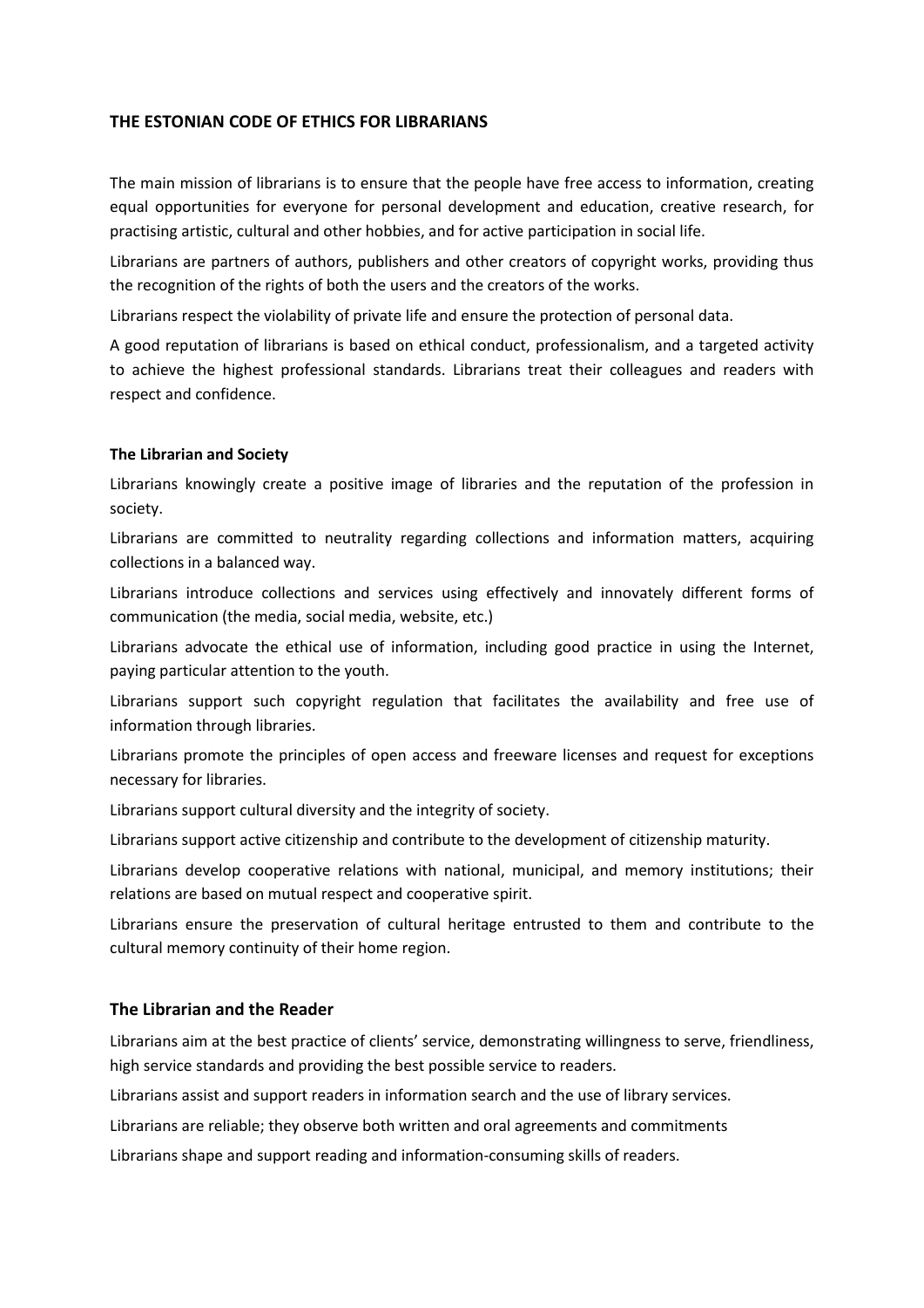# THE ESTONIAN CODE OF ETHICS FOR LIBRARIANS

The main mission of librarians is to ensure that the people have free access to information, creating equal opportunities for everyone for personal development and education, creative research, for practising artistic, cultural and other hobbies, and for active participation in social life.

Librarians are partners of authors, publishers and other creators of copyright works, providing thus the recognition of the rights of both the users and the creators of the works.

Librarians respect the violability of private life and ensure the protection of personal data.

A good reputation of librarians is based on ethical conduct, professionalism, and a targeted activity to achieve the highest professional standards. Librarians treat their colleagues and readers with respect and confidence.

### The Librarian and Society

Librarians knowingly create a positive image of libraries and the reputation of the profession in society.

Librarians are committed to neutrality regarding collections and information matters, acquiring collections in a balanced way.

Librarians introduce collections and services using effectively and innovately different forms of communication (the media, social media, website, etc.)

Librarians advocate the ethical use of information, including good practice in using the Internet, paying particular attention to the youth.

Librarians support such copyright regulation that facilitates the availability and free use of information through libraries.

Librarians promote the principles of open access and freeware licenses and request for exceptions necessary for libraries.

Librarians support cultural diversity and the integrity of society.

Librarians support active citizenship and contribute to the development of citizenship maturity.

Librarians develop cooperative relations with national, municipal, and memory institutions; their relations are based on mutual respect and cooperative spirit.

Librarians ensure the preservation of cultural heritage entrusted to them and contribute to the cultural memory continuity of their home region.

## The Librarian and the Reader

Librarians aim at the best practice of clients' service, demonstrating willingness to serve, friendliness, high service standards and providing the best possible service to readers.

Librarians assist and support readers in information search and the use of library services.

Librarians are reliable; they observe both written and oral agreements and commitments

Librarians shape and support reading and information-consuming skills of readers.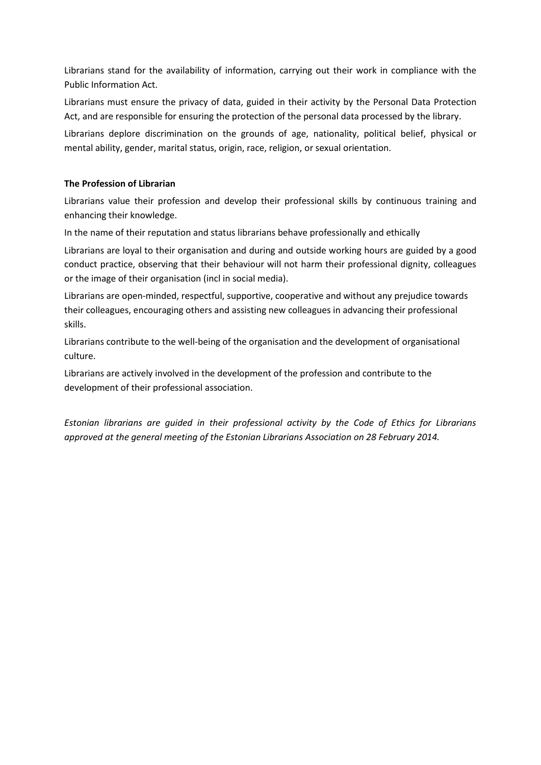Librarians stand for the availability of information, carrying out their work in compliance with the Public Information Act.

Librarians must ensure the privacy of data, guided in their activity by the Personal Data Protection Act, and are responsible for ensuring the protection of the personal data processed by the library.

Librarians deplore discrimination on the grounds of age, nationality, political belief, physical or mental ability, gender, marital status, origin, race, religion, or sexual orientation.

**The Profession of Librarian**

Librarians value their profession and develop their professional skills by continuous training and enhancing their knowledge.

In the name of their reputation and status librarians behave professionally and ethically

Librarians are loyal to their organisation and during and outside working hours are guided by a good conduct practice, observing that their behaviour will not harm their professional dignity, colleagues or the image of their organisation (incl in social media).

Librarians are open-minded, respectful, supportive, cooperative and without any prejudice towards their colleagues, encouraging others and assisting new colleagues in advancing their professional skills.

Librarians contribute to the well-being of the organisation and the development of organisational culture.

Librarians are actively involved in the development of the profession and contribute to the development of their professional association.

*Estonian librarians are guided in their professional activity by the Code of Ethics for Librarians approved at the general meeting of the Estonian Librarians Association on 28 February 2014.*